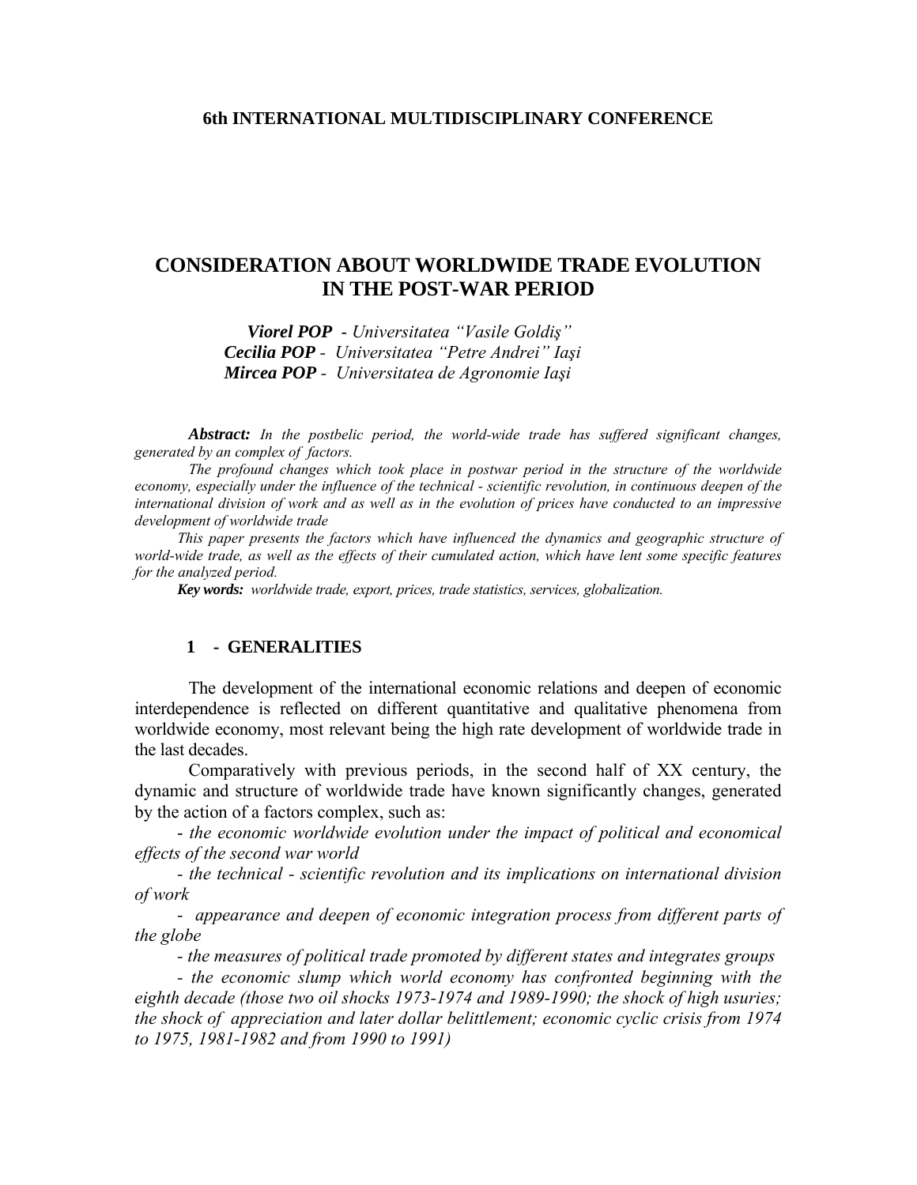**6th INTERNATIONAL MULTIDISCIPLINARY CONFERENCE**

# CONSIDERATION ABOUT WORLDWIDE TRADE EVOLUTION IN THE POST-WAR PERIOD

***Viorel POP*** *- Universitatea "Vasile Goldiş"*
***Cecilia POP*** *- Universitatea "Petre Andrei" Iaşi*
***Mircea POP*** *- Universitatea de Agronomie Iaşi*

***Abstract:*** *In the postbelic period, the world-wide trade has suffered significant changes, generated by an complex of factors.*

*The profound changes which took place in postwar period in the structure of the worldwide economy, especially under the influence of the technical - scientific revolution, in continuous deepen of the international division of work and as well as in the evolution of prices have conducted to an impressive development of worldwide trade*

*This paper presents the factors which have influenced the dynamics and geographic structure of world-wide trade, as well as the effects of their cumulated action, which have lent some specific features for the analyzed period.*

***Key words:*** *worldwide trade, export, prices, trade statistics, services, globalization.*

## 1 - GENERALITIES

The development of the international economic relations and deepen of economic interdependence is reflected on different quantitative and qualitative phenomena from worldwide economy, most relevant being the high rate development of worldwide trade in the last decades.

Comparatively with previous periods, in the second half of XX century, the dynamic and structure of worldwide trade have known significantly changes, generated by the action of a factors complex, such as:

- *the economic worldwide evolution under the impact of political and economical effects of the second war world*
- *the technical - scientific revolution and its implications on international division of work*
- *appearance and deepen of economic integration process from different parts of the globe*
- *the measures of political trade promoted by different states and integrates groups*
- *the economic slump which world economy has confronted beginning with the eighth decade (those two oil shocks 1973-1974 and 1989-1990; the shock of high usuries; the shock of appreciation and later dollar belittlement; economic cyclic crisis from 1974 to 1975, 1981-1982 and from 1990 to 1991)*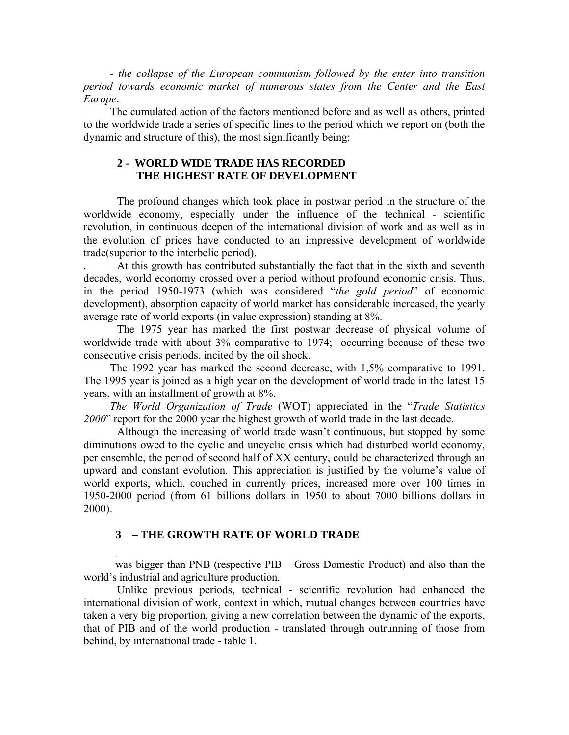*- the collapse of the European communism followed by the enter into transition period towards economic market of numerous states from the Center and the East Europe*.

The cumulated action of the factors mentioned before and as well as others, printed to the worldwide trade a series of specific lines to the period which we report on (both the dynamic and structure of this), the most significantly being:

## 2 - WORLD WIDE TRADE HAS RECORDED THE HIGHEST RATE OF DEVELOPMENT

The profound changes which took place in postwar period in the structure of the worldwide economy, especially under the influence of the technical - scientific revolution, in continuous deepen of the international division of work and as well as in the evolution of prices have conducted to an impressive development of worldwide trade(superior to the interbelic period).

. At this growth has contributed substantially the fact that in the sixth and seventh decades, world economy crossed over a period without profound economic crisis. Thus, in the period 1950-1973 (which was considered "*the gold period*" of economic development), absorption capacity of world market has considerable increased, the yearly average rate of world exports (in value expression) standing at 8%.

The 1975 year has marked the first postwar decrease of physical volume of worldwide trade with about 3% comparative to 1974; occurring because of these two consecutive crisis periods, incited by the oil shock.

The 1992 year has marked the second decrease, with 1,5% comparative to 1991. The 1995 year is joined as a high year on the development of world trade in the latest 15 years, with an installment of growth at 8%.

*The World Organization of Trade* (WOT) appreciated in the "*Trade Statistics 2000*" report for the 2000 year the highest growth of world trade in the last decade.

Although the increasing of world trade wasn't continuous, but stopped by some diminutions owed to the cyclic and uncyclic crisis which had disturbed world economy, per ensemble, the period of second half of XX century, could be characterized through an upward and constant evolution. This appreciation is justified by the volume's value of world exports, which, couched in currently prices, increased more over 100 times in 1950-2000 period (from 61 billions dollars in 1950 to about 7000 billions dollars in 2000).

## 3 – THE GROWTH RATE OF WORLD TRADE

was bigger than PNB (respective PIB – Gross Domestic Product) and also than the world's industrial and agriculture production.

Unlike previous periods, technical - scientific revolution had enhanced the international division of work, context in which, mutual changes between countries have taken a very big proportion, giving a new correlation between the dynamic of the exports, that of PIB and of the world production - translated through outrunning of those from behind, by international trade - table 1.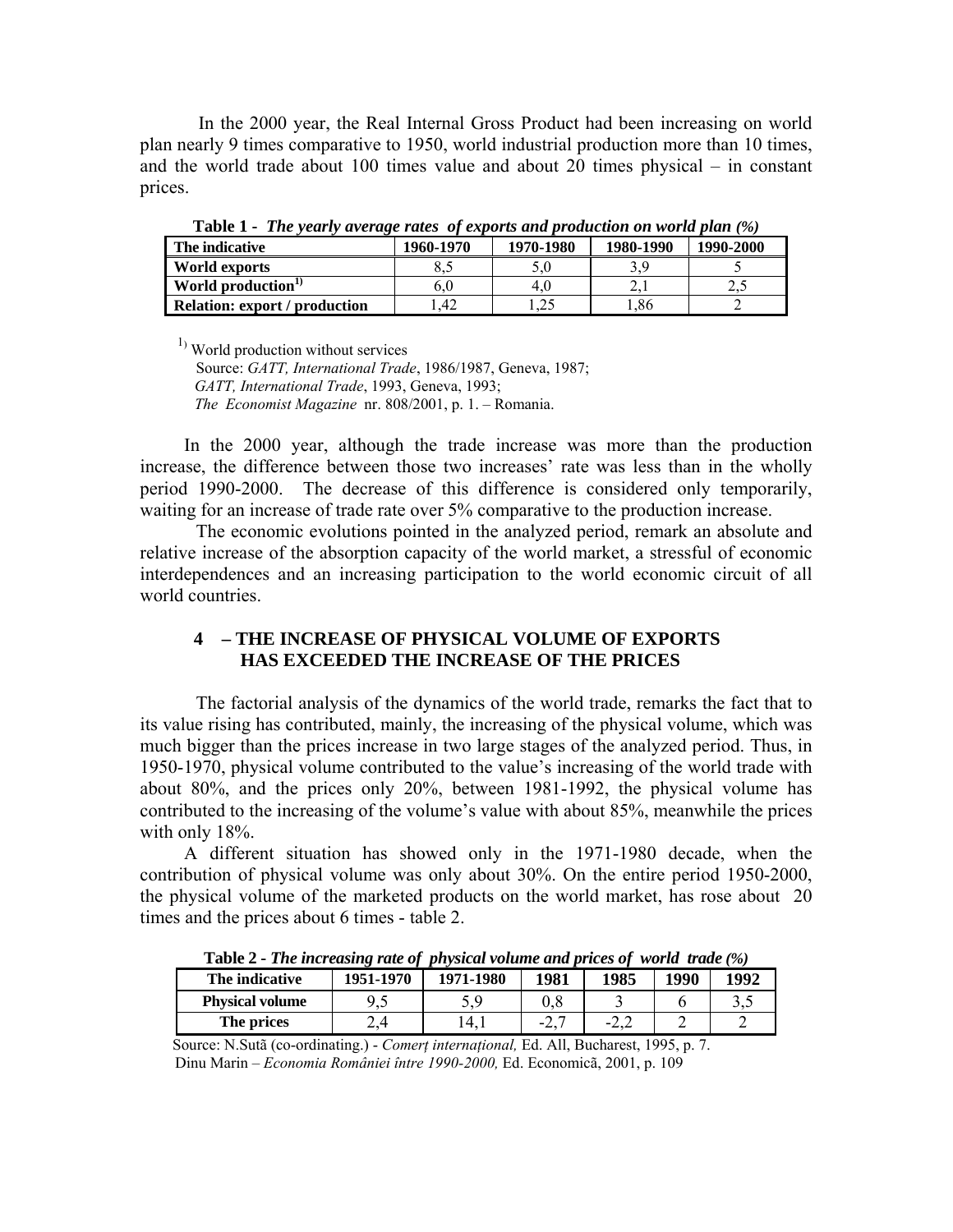In the 2000 year, the Real Internal Gross Product had been increasing on world plan nearly 9 times comparative to 1950, world industrial production more than 10 times, and the world trade about 100 times value and about 20 times physical – in constant prices.

**Table 1** - ***The yearly average rates of exports and production on world plan (%)***

| The indicative | 1960-1970 | 1970-1980 | 1980-1990 | 1990-2000 |
|---|---|---|---|---|
| **World exports** | 8,5 | 5,0 | 3,9 | 5 |
| **World production**[1)] | 6,0 | 4,0 | 2,1 | 2,5 |
| **Relation: export / production** | 1,42 | 1,25 | 1,86 | 2 |

[1)] World production without services

Source: *GATT, International Trade*, 1986/1987, Geneva, 1987;
*GATT, International Trade*, 1993, Geneva, 1993;
*The Economist Magazine* nr. 808/2001, p. 1. – Romania.

In the 2000 year, although the trade increase was more than the production increase, the difference between those two increases' rate was less than in the wholly period 1990-2000. The decrease of this difference is considered only temporarily, waiting for an increase of trade rate over 5% comparative to the production increase.

The economic evolutions pointed in the analyzed period, remark an absolute and relative increase of the absorption capacity of the world market, a stressful of economic interdependences and an increasing participation to the world economic circuit of all world countries.

## 4 – THE INCREASE OF PHYSICAL VOLUME OF EXPORTS HAS EXCEEDED THE INCREASE OF THE PRICES

The factorial analysis of the dynamics of the world trade, remarks the fact that to its value rising has contributed, mainly, the increasing of the physical volume, which was much bigger than the prices increase in two large stages of the analyzed period. Thus, in 1950-1970, physical volume contributed to the value's increasing of the world trade with about 80%, and the prices only 20%, between 1981-1992, the physical volume has contributed to the increasing of the volume's value with about 85%, meanwhile the prices with only 18%.

A different situation has showed only in the 1971-1980 decade, when the contribution of physical volume was only about 30%. On the entire period 1950-2000, the physical volume of the marketed products on the world market, has rose about 20 times and the prices about 6 times - table 2.

**Table 2** - ***The increasing rate of physical volume and prices of world trade (%)***

| The indicative | 1951-1970 | 1971-1980 | 1981 | 1985 | 1990 | 1992 |
|---|---|---|---|---|---|---|
| **Physical volume** | 9,5 | 5,9 | 0,8 | 3 | 6 | 3,5 |
| **The prices** | 2,4 | 14,1 | -2,7 | -2,2 | 2 | 2 |

Source: N.Sutã (co-ordinating.) - *Comerț internațional,* Ed. All, Bucharest, 1995, p. 7.
Dinu Marin – *Economia României între 1990-2000,* Ed. Economicã, 2001, p. 109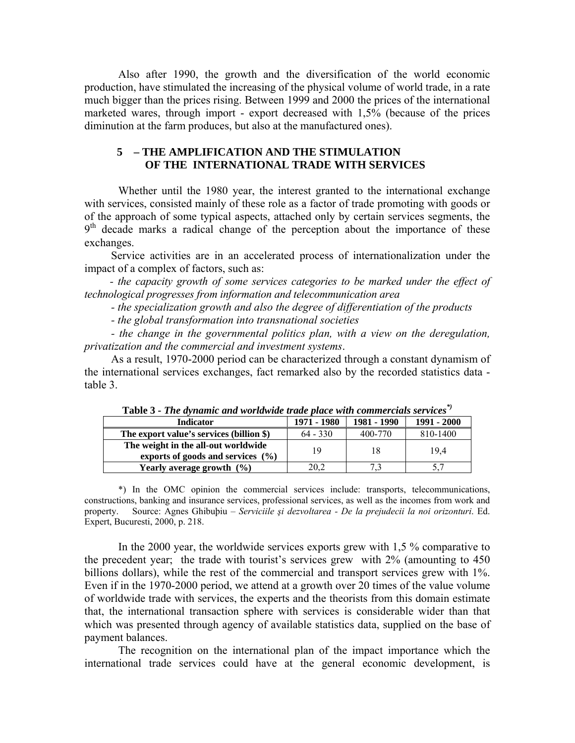Also after 1990, the growth and the diversification of the world economic production, have stimulated the increasing of the physical volume of world trade, in a rate much bigger than the prices rising. Between 1999 and 2000 the prices of the international marketed wares, through import - export decreased with 1,5% (because of the prices diminution at the farm produces, but also at the manufactured ones).

## 5 – THE AMPLIFICATION AND THE STIMULATION OF THE INTERNATIONAL TRADE WITH SERVICES

Whether until the 1980 year, the interest granted to the international exchange with services, consisted mainly of these role as a factor of trade promoting with goods or of the approach of some typical aspects, attached only by certain services segments, the 9th decade marks a radical change of the perception about the importance of these exchanges.

Service activities are in an accelerated process of internationalization under the impact of a complex of factors, such as:

- *the capacity growth of some services categories to be marked under the effect of technological progresses from information and telecommunication area*
- *the specialization growth and also the degree of differentiation of the products*
- *the global transformation into transnational societies*
- *the change in the governmental politics plan, with a view on the deregulation, privatization and the commercial and investment systems*.

As a result, 1970-2000 period can be characterized through a constant dynamism of the international services exchanges, fact remarked also by the recorded statistics data - table 3.

**Table 3 -** ***The dynamic and worldwide trade place with commercials services**[*)]*

| Indicator | 1971 - 1980 | 1981 - 1990 | 1991 - 2000 |
|---|---|---|---|
| **The export value's services (billion $)** | 64 - 330 | 400-770 | 810-1400 |
| **The weight in the all-out worldwide exports of goods and services (%)** | 19 | 18 | 19,4 |
| **Yearly average growth (%)** | 20,2 | 7,3 | 5,7 |

*) In the OMC opinion the commercial services include: transports, telecommunications, constructions, banking and insurance services, professional services, as well as the incomes from work and property. Source: Agnes Ghibuþiu – *Serviciile şi dezvoltarea - De la prejudecii la noi orizonturi*. Ed. Expert, Bucuresti, 2000, p. 218.

In the 2000 year, the worldwide services exports grew with 1,5 % comparative to the precedent year; the trade with tourist's services grew with 2% (amounting to 450 billions dollars), while the rest of the commercial and transport services grew with 1%. Even if in the 1970-2000 period, we attend at a growth over 20 times of the value volume of worldwide trade with services, the experts and the theorists from this domain estimate that, the international transaction sphere with services is considerable wider than that which was presented through agency of available statistics data, supplied on the base of payment balances.

The recognition on the international plan of the impact importance which the international trade services could have at the general economic development, is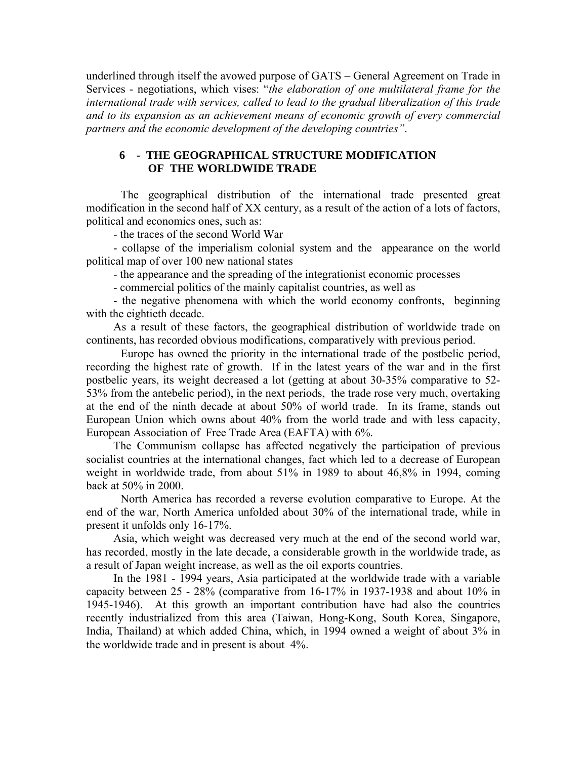underlined through itself the avowed purpose of GATS – General Agreement on Trade in Services - negotiations, which vises: "*the elaboration of one multilateral frame for the international trade with services, called to lead to the gradual liberalization of this trade and to its expansion as an achievement means of economic growth of every commercial partners and the economic development of the developing countries"*.

## 6 - THE GEOGRAPHICAL STRUCTURE MODIFICATION OF THE WORLDWIDE TRADE

The geographical distribution of the international trade presented great modification in the second half of XX century, as a result of the action of a lots of factors, political and economics ones, such as:

- the traces of the second World War
- collapse of the imperialism colonial system and the appearance on the world political map of over 100 new national states
- the appearance and the spreading of the integrationist economic processes
- commercial politics of the mainly capitalist countries, as well as
- the negative phenomena with which the world economy confronts, beginning with the eightieth decade.

As a result of these factors, the geographical distribution of worldwide trade on continents, has recorded obvious modifications, comparatively with previous period.

Europe has owned the priority in the international trade of the postbelic period, recording the highest rate of growth. If in the latest years of the war and in the first postbelic years, its weight decreased a lot (getting at about 30-35% comparative to 52-53% from the antebelic period), in the next periods, the trade rose very much, overtaking at the end of the ninth decade at about 50% of world trade. In its frame, stands out European Union which owns about 40% from the world trade and with less capacity, European Association of Free Trade Area (EAFTA) with 6%.

The Communism collapse has affected negatively the participation of previous socialist countries at the international changes, fact which led to a decrease of European weight in worldwide trade, from about 51% in 1989 to about 46,8% in 1994, coming back at 50% in 2000.

North America has recorded a reverse evolution comparative to Europe. At the end of the war, North America unfolded about 30% of the international trade, while in present it unfolds only 16-17%.

Asia, which weight was decreased very much at the end of the second world war, has recorded, mostly in the late decade, a considerable growth in the worldwide trade, as a result of Japan weight increase, as well as the oil exports countries.

In the 1981 - 1994 years, Asia participated at the worldwide trade with a variable capacity between 25 - 28% (comparative from 16-17% in 1937-1938 and about 10% in 1945-1946). At this growth an important contribution have had also the countries recently industrialized from this area (Taiwan, Hong-Kong, South Korea, Singapore, India, Thailand) at which added China, which, in 1994 owned a weight of about 3% in the worldwide trade and in present is about 4%.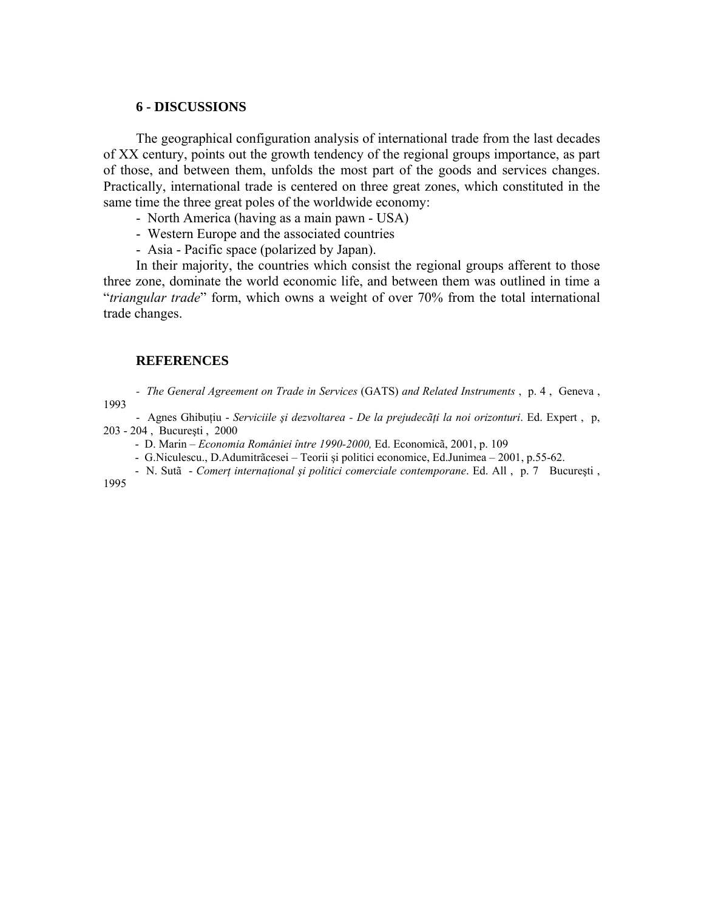## 6 - DISCUSSIONS

The geographical configuration analysis of international trade from the last decades of XX century, points out the growth tendency of the regional groups importance, as part of those, and between them, unfolds the most part of the goods and services changes. Practically, international trade is centered on three great zones, which constituted in the same time the three great poles of the worldwide economy:

- North America (having as a main pawn - USA)
- Western Europe and the associated countries
- Asia - Pacific space (polarized by Japan).

In their majority, the countries which consist the regional groups afferent to those three zone, dominate the world economic life, and between them was outlined in time a "*triangular trade*" form, which owns a weight of over 70% from the total international trade changes.

## REFERENCES

- *The General Agreement on Trade in Services* (GATS) *and Related Instruments* , p. 4 , Geneva , 1993
- Agnes Ghibuțiu - *Serviciile şi dezvoltarea - De la prejudecãți la noi orizonturi*. Ed. Expert , p, 203 - 204 , Bucureşti , 2000
- D. Marin – *Economia României între 1990-2000,* Ed. Economicã, 2001, p. 109
- G.Niculescu., D.Adumitrãcesei – Teorii şi politici economice, Ed.Junimea – 2001, p.55-62.
- N. Sutã - *Comerț internațional şi politici comerciale contemporane*. Ed. All , p. 7 Bucureşti , 1995